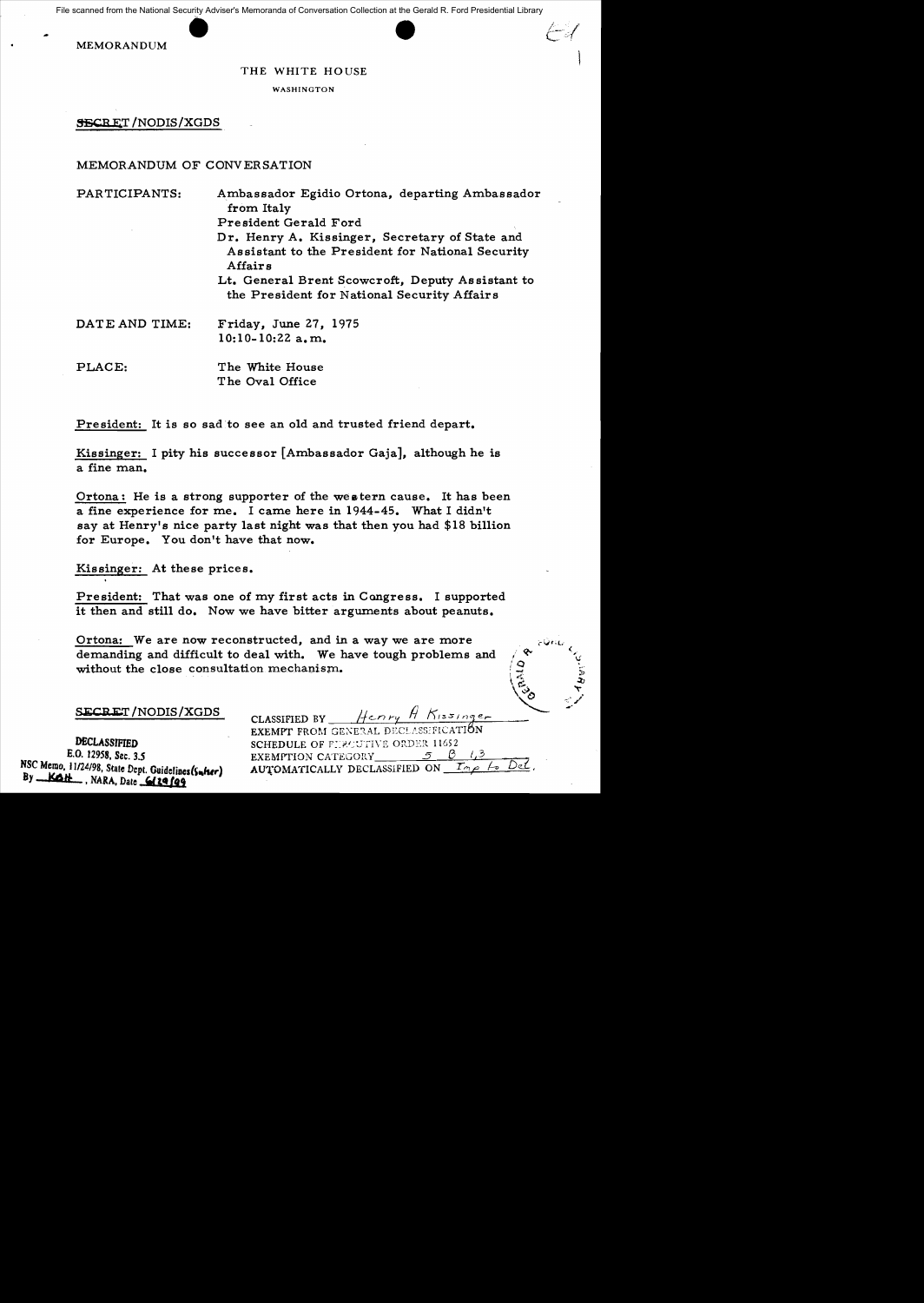File scanned from the National Security Adviser's Memoranda of Conversation Collection at the Gerald R. Ford Presidential Library

MEMORANDUM

THE WHITE HOUSE

WASHINGTON

SECRET/NODIS/XGDS

MEMORANDUM OF CONVERSATION

| | |
|---|---|
| PARTICIPANTS: | Ambassador Egidio Ortona, departing Ambassador from Italy |
| | President Gerald Ford |
| | Dr. Henry A. Kissinger, Secretary of State and Assistant to the President for National Security Affairs |
| | Lt. General Brent Scowcroft, Deputy Assistant to the President for National Security Affairs |
| DATE AND TIME: | Friday, June 27, 1975 10:10-10:22 a.m. |
| PLACE: | The White House The Oval Office |

President: It is so sad to see an old and trusted friend depart.

Kissinger: I pity his successor [Ambassador Gaja], although he is a fine man.

Ortona: He is a strong supporter of the western cause. It has been a fine experience for me. I came here in 1944-45. What I didn't say at Henry's nice party last night was that then you had $18 billion for Europe. You don't have that now.

Kissinger: At these prices.

President: That was one of my first acts in Congress. I supported it then and still do. Now we have bitter arguments about peanuts.

Ortona: We are now reconstructed, and in a way we are more demanding and difficult to deal with. We have tough problems and without the close consultation mechanism.

SECRET/NODIS/XGDS

CLASSIFIED BY Henry A Kissinger
EXEMPT FROM GENERAL DECLASSIFICATION SCHEDULE OF EXECUTIVE ORDER 11652
EXEMPTION CATEGORY 5 B 1,3
AUTOMATICALLY DECLASSIFIED ON Imp to Det.

DECLASSIFIED
E.O. 12958, Sec. 3.5
NSC Memo, 11/24/98, State Dept. Guidelines (Saher)
By KBH, NARA, Date 6/29/09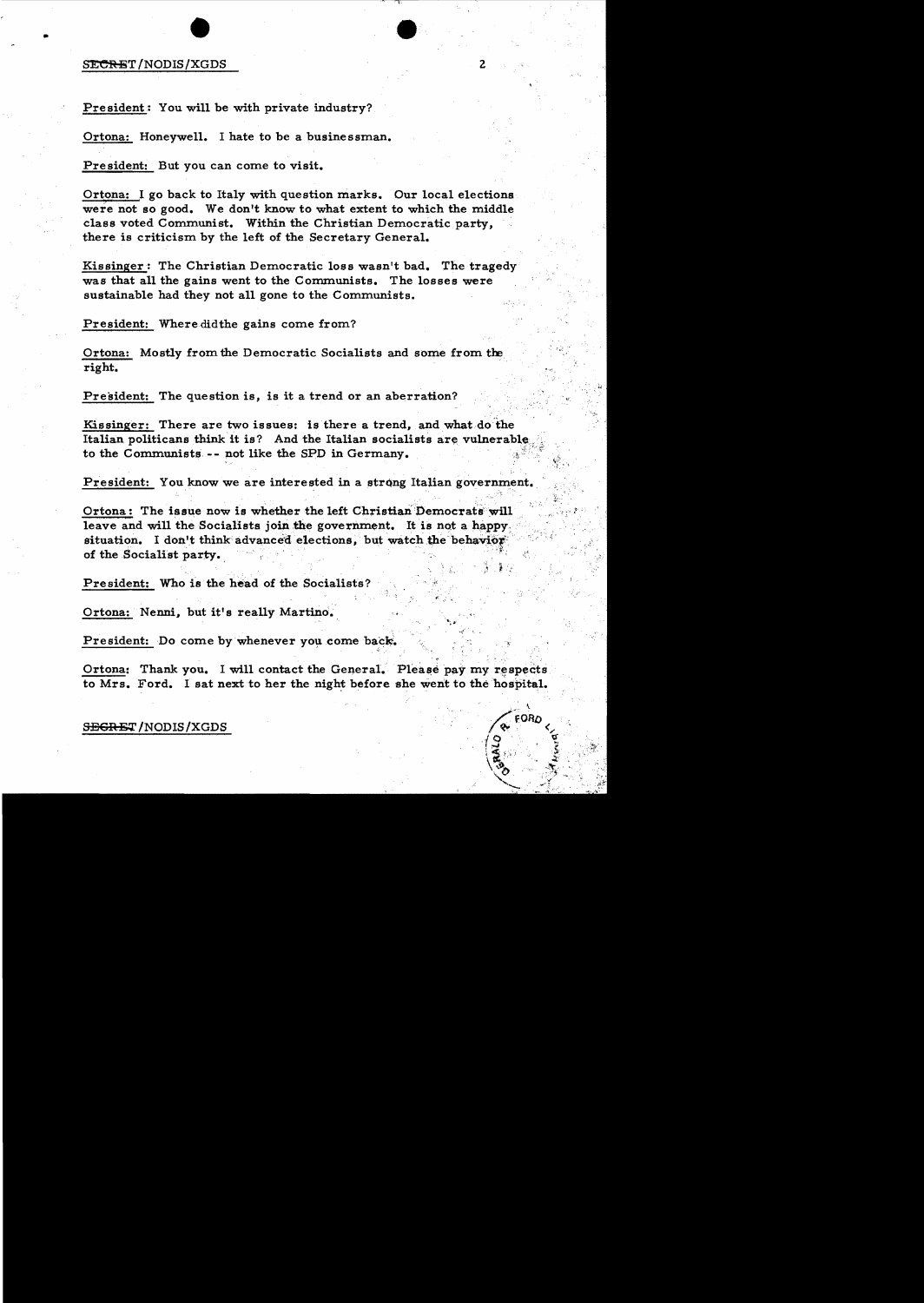President: You will be with private industry?

Ortona: Honeywell. I hate to be a businessman.

President: But you can come to visit.

Ortona: I go back to Italy with question marks. Our local elections were not so good. We don't know to what extent to which the middle class voted Communist. Within the Christian Democratic party, there is criticism by the left of the Secretary General.

Kissinger: The Christian Democratic loss wasn't bad. The tragedy was that all the gains went to the Communists. The losses were sustainable had they not all gone to the Communists.

President: Where didthe gains come from?

Ortona: Mostly from the Democratic Socialists and some from the right.

President: The question is, is it a trend or an aberration?

Kissinger: There are two issues: is there a trend, and what do the Italian politicans think it is? And the Italian socialists are vulnerable to the Communists -- not like the SPD in Germany.

President: You know we are interested in a strong Italian government.

Ortona: The issue now is whether the left Christian Democrats will leave and will the Socialists join the government. It is not a happy situation. I don't think advanced elections, but watch the behavior of the Socialist party.

President: Who is the head of the Socialists?

Ortona: Nenni, but it's really Martino.

President: Do come by whenever you come back.

Ortona: Thank you. I will contact the General. Please pay my respects to Mrs. Ford. I sat next to her the night before she went to the hospital.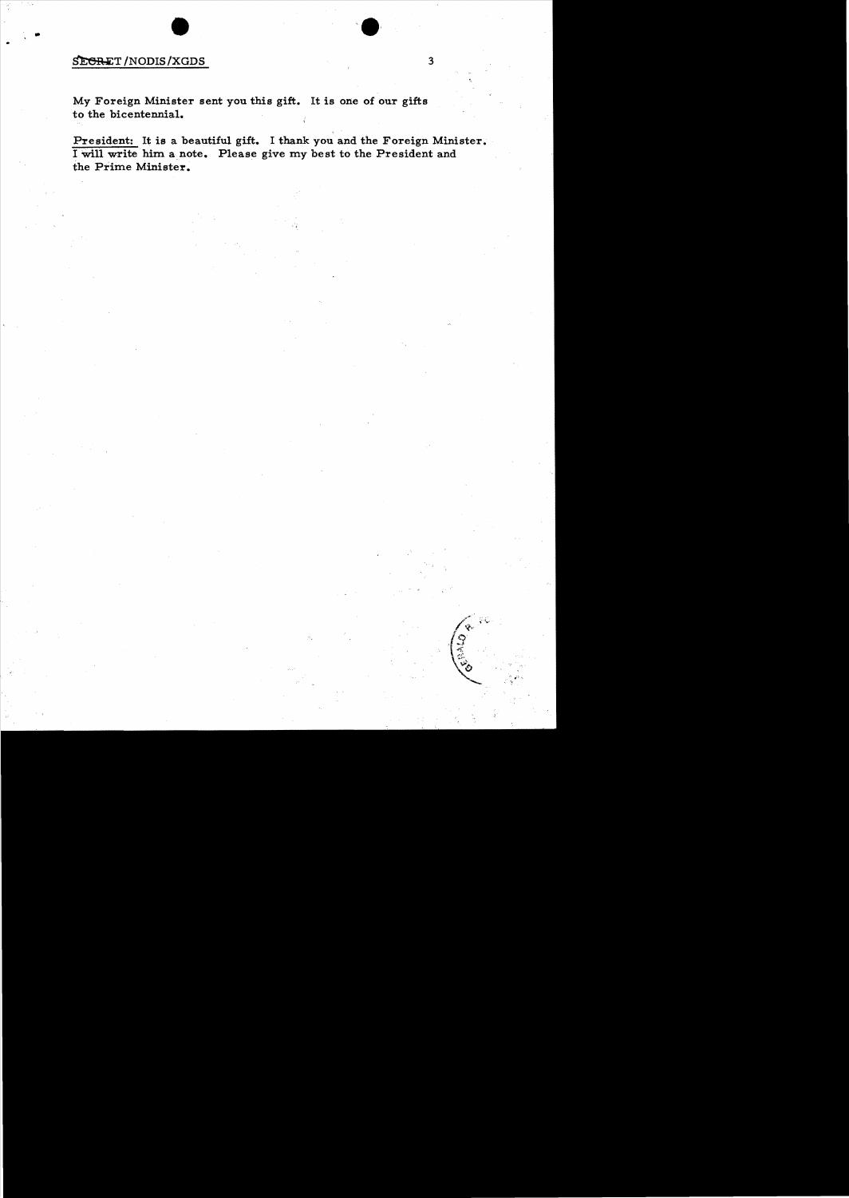My Foreign Minister sent you this gift. It is one of our gifts to the bicentennial.

President: It is a beautiful gift. I thank you and the Foreign Minister. I will write him a note. Please give my best to the President and the Prime Minister.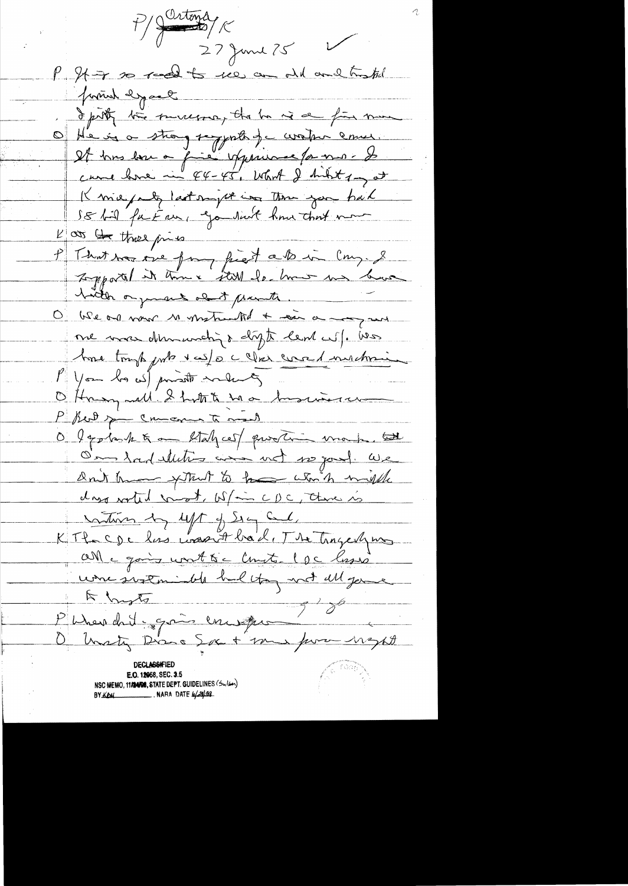P/Ortona/K
27 June 75 ✓

P It is so good to see an old and trusted friend again.
I pity the successor, tho he is a fine man.

O He is a strong supporter of western causes. It has been a fine experience for me. I came here in 44-45. What I didn't say at K's party last night was then you had 58 bil for Europe, you don't have that now.

K At the three prices

P That was one of my first acts in Cong. I supported it then & still do. I was [illegible] with arguments about [illegible].

O We are more sophisticated & in a way we are more demanding & difficult [illegible]. We have [illegible] & w/o a [illegible]

P You have w/ private industry

O Having said all I hate to be a pessimist

P But you continue to succeed

O I go back to an Italy w/ question marks. Our local elections were not so good. We don't know yet what to [illegible] which middle class voted most. W/in CDC, there is [illegible] by left of Sec Gen.

K The CDC loss wasn't bad. The tragedy was all is going into the Comts. CDC losses were sustainable but they not all gone to Comts.

P Where did it go, anyway?

O Mostly Demo Soc + some few neofascist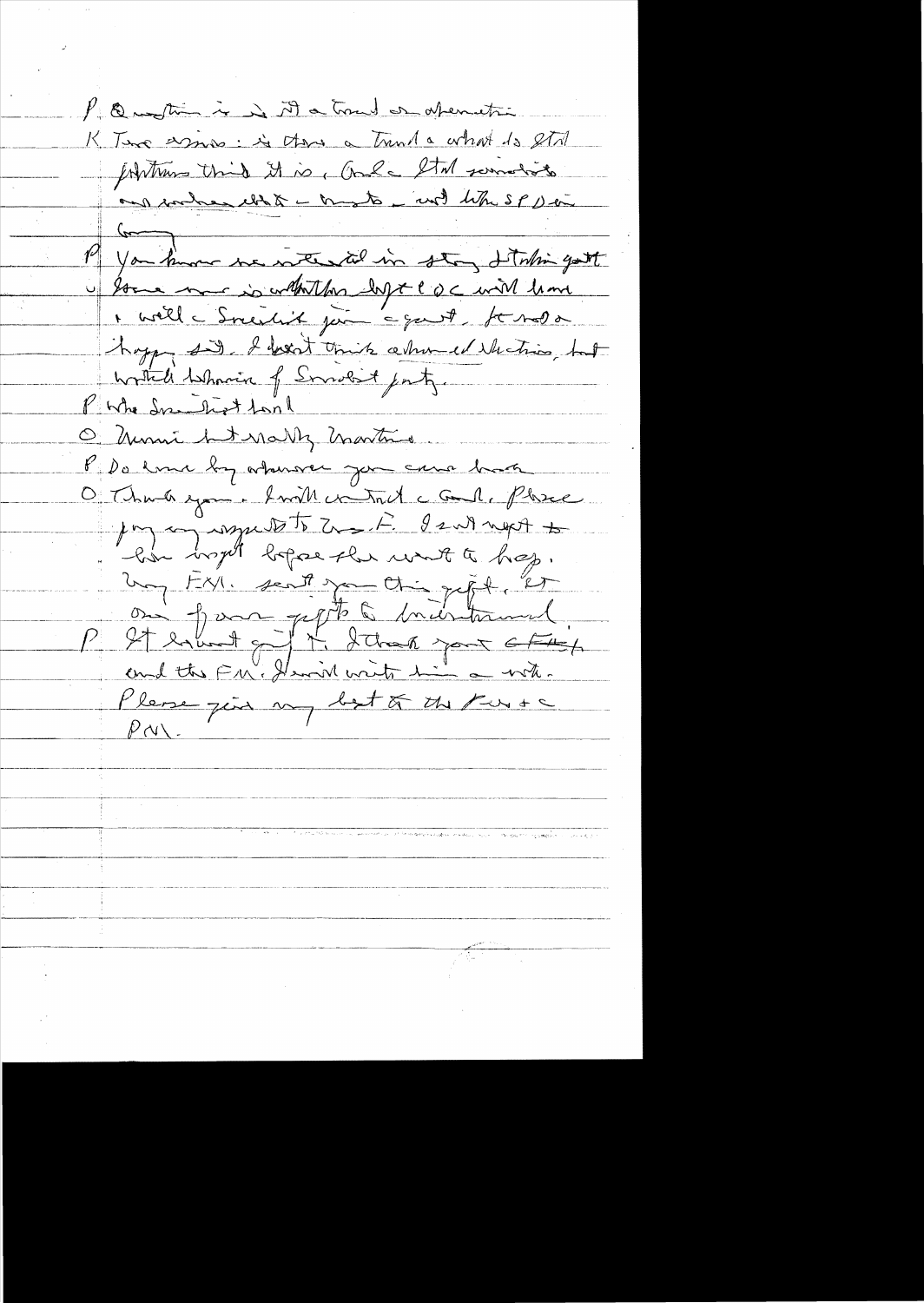P. Question is is it a trend or aberration

K. Two views: is there a trend & what do Ital politicians think it is. Only Ital somewhat … worst – and like SPD in Germany

P. You know we interested in strong & stable gov't

O. Some one is worth less left & DC will lose & will a Socialist join a gov't. It would be a happy day. I don't think advanced elections, but watch behavior of Socialist party.

P. Who Socialist lead

O. Nenni but really Martino.

P. Do come by whenever you come back.

O. Thank you. I will contact Gen'l. Please pay my respects to Mrs. F. I saw report to … before she went to hosp. My FM sent you this gift, it one of our gifts to international

P. It looks great. I thank your Gov't and the FM. I will write him a note. Please give my best to the Pres & PM.